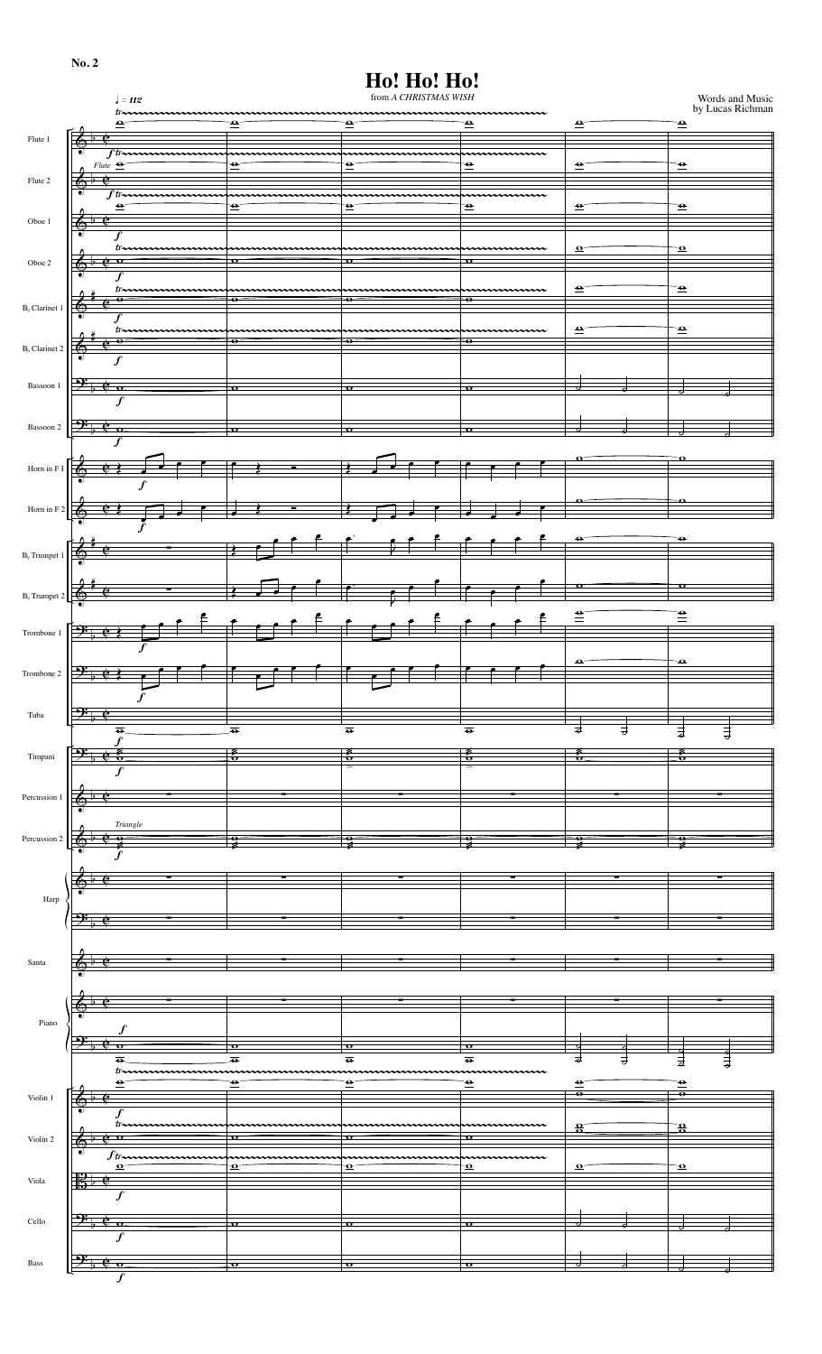No. 2

# Ho! Ho! Ho!

from *A CHRISTMAS WISH*

Words and Music
by Lucas Richman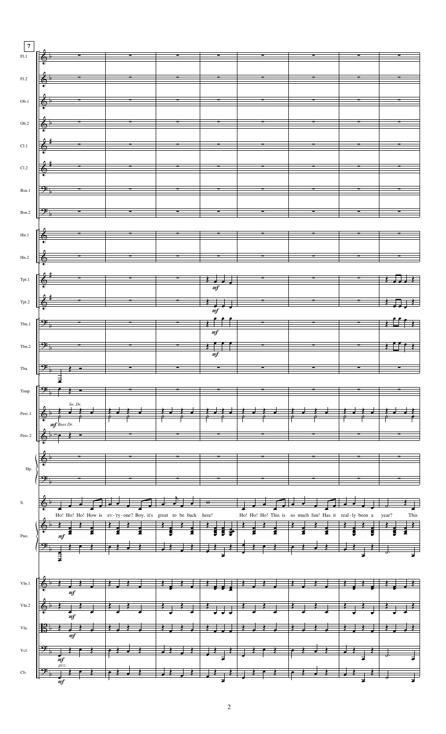Ho! Ho! Ho! How is ev-'ry-one? Boy, it's great to be back here! Ho! Ho! Ho! This is so much fun! Has it real-ly been a year? This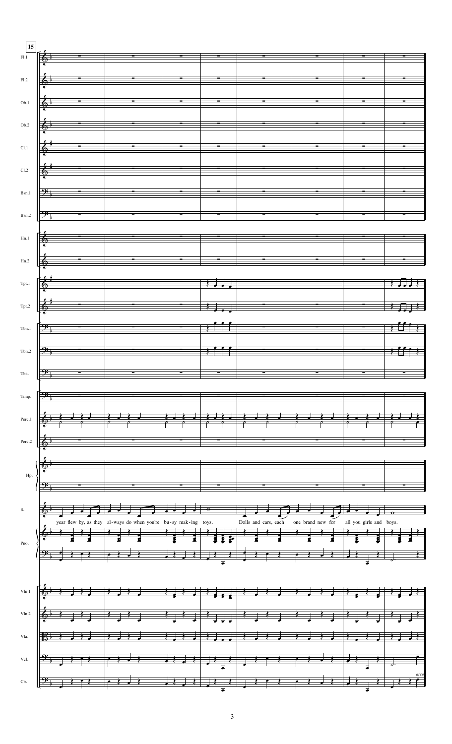15

Fl.1

Fl.2

Ob.1

Ob.2

Cl.1

Cl.2

Bsn.1

Bsn.2

Hn.1

Hn.2

Tpt.1

Tpt.2

Tbn.1

Tbn.2

Tba.

Timp.

Perc.1

Perc.2

Hp.

S.

year flew by, as they al-ways do when you're bu-sy mak-ing toys. Dolls and cars, each one brand new for all you girls and boys.

Pno.

Vln.1

Vln.2

Vla.

Vcl.

Cb.

*arco*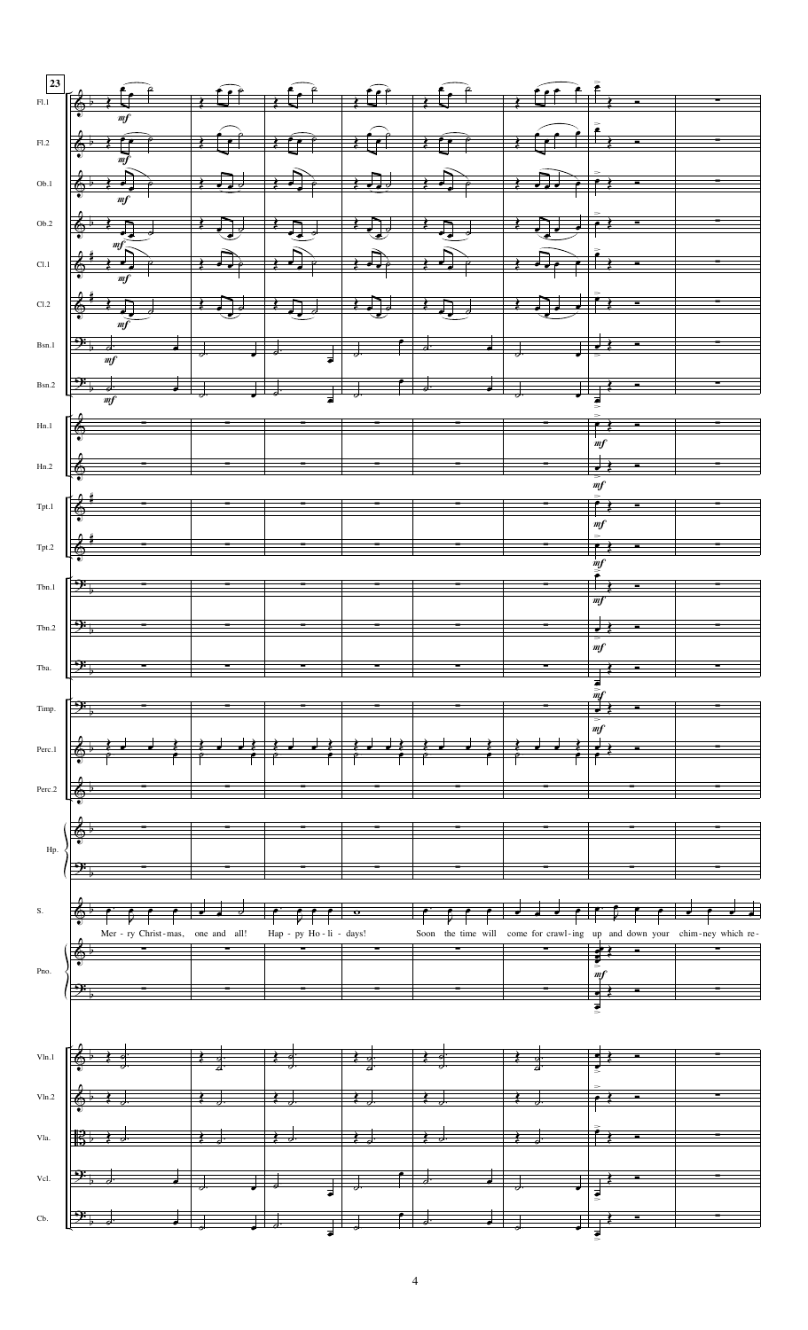Mer - ry Christ - mas, one and all! Hap - py Ho - li - days! Soon the time will come for crawl - ing up and down your chim - ney which re-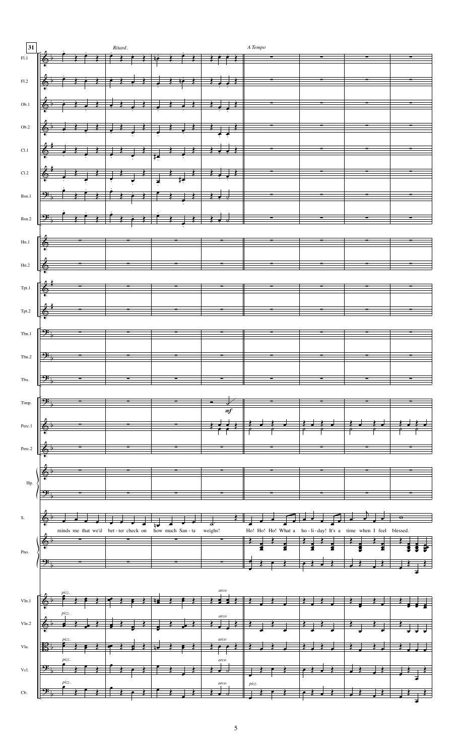31

*Ritard.*

*A Tempo*

minds me that we'd bet - ter check on how much San - ta weighs! Ho! Ho! Ho! What a ho - li - day! It's a time when I feel blessed.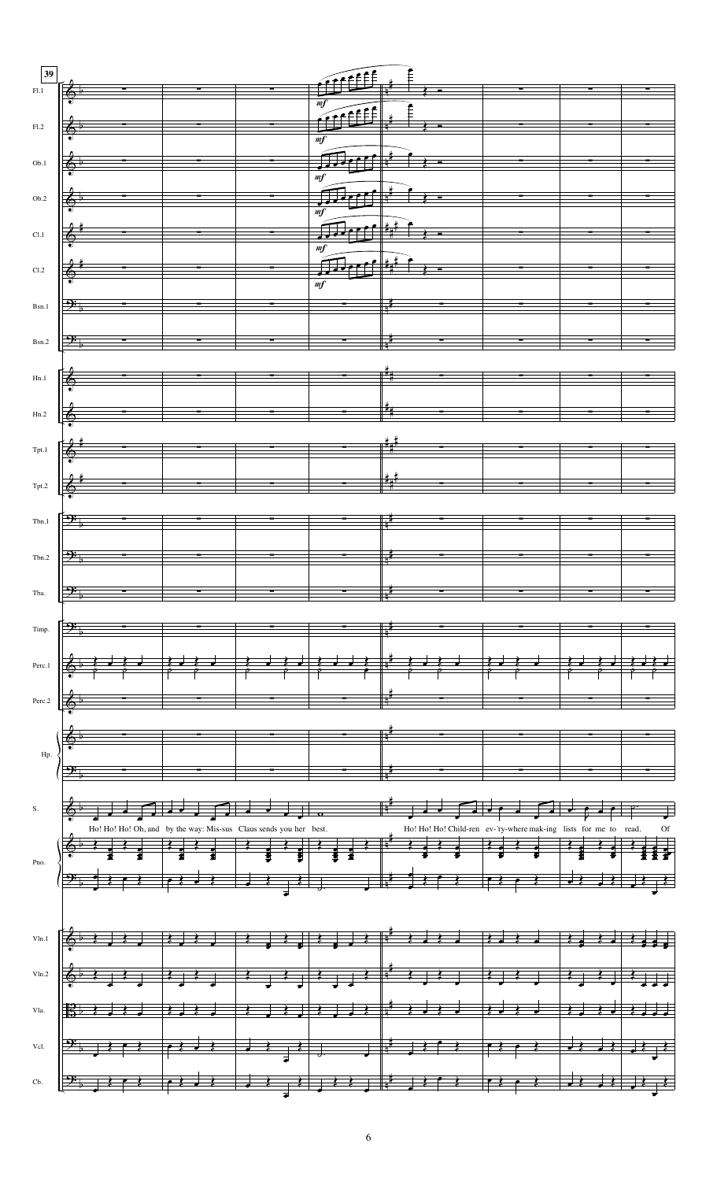39

Fl.1

Fl.2

Ob.1

Ob.2

Cl.1

Cl.2

Bsn.1

Bsn.2

Hn.1

Hn.2

Tpt.1

Tpt.2

Tbn.1

Tbn.2

Tba.

Timp.

Perc.1

Perc.2

Hp.

S.

Ho! Ho! Ho! Oh, and by the way: Mis-sus Claus sends you her best.

Ho! Ho! Ho! Child-ren ev-'ry-where mak-ing lists for me to read. Of

Pno.

Vln.1

Vln.2

Vla.

Vcl.

Cb.

*mf*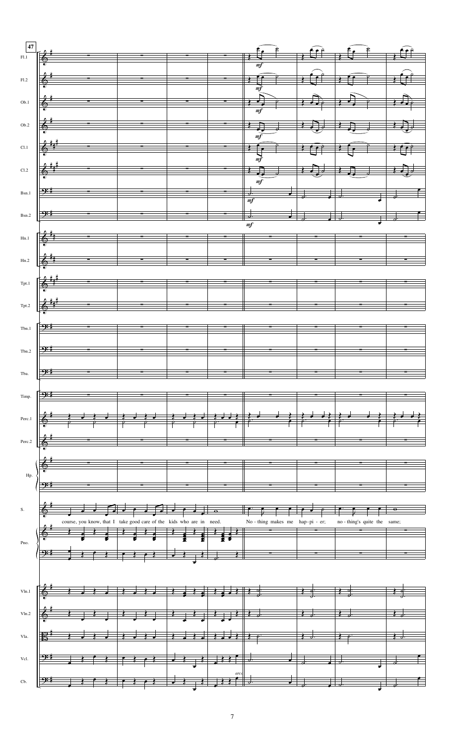47

Fl.1

Fl.2

Ob.1

Ob.2

Cl.1

Cl.2

Bsn.1

Bsn.2

Hn.1

Hn.2

Tpt.1

Tpt.2

Tbn.1

Tbn.2

Tba.

Timp.

Perc.1

Perc.2

Hp.

S.

course, you know, that I take good care of the kids who are in need. No - thing makes me hap - pi - er; no - thing's quite the same;

Pno.

Vln.1

Vln.2

Vla.

Vcl.

Cb.

*mf*

arco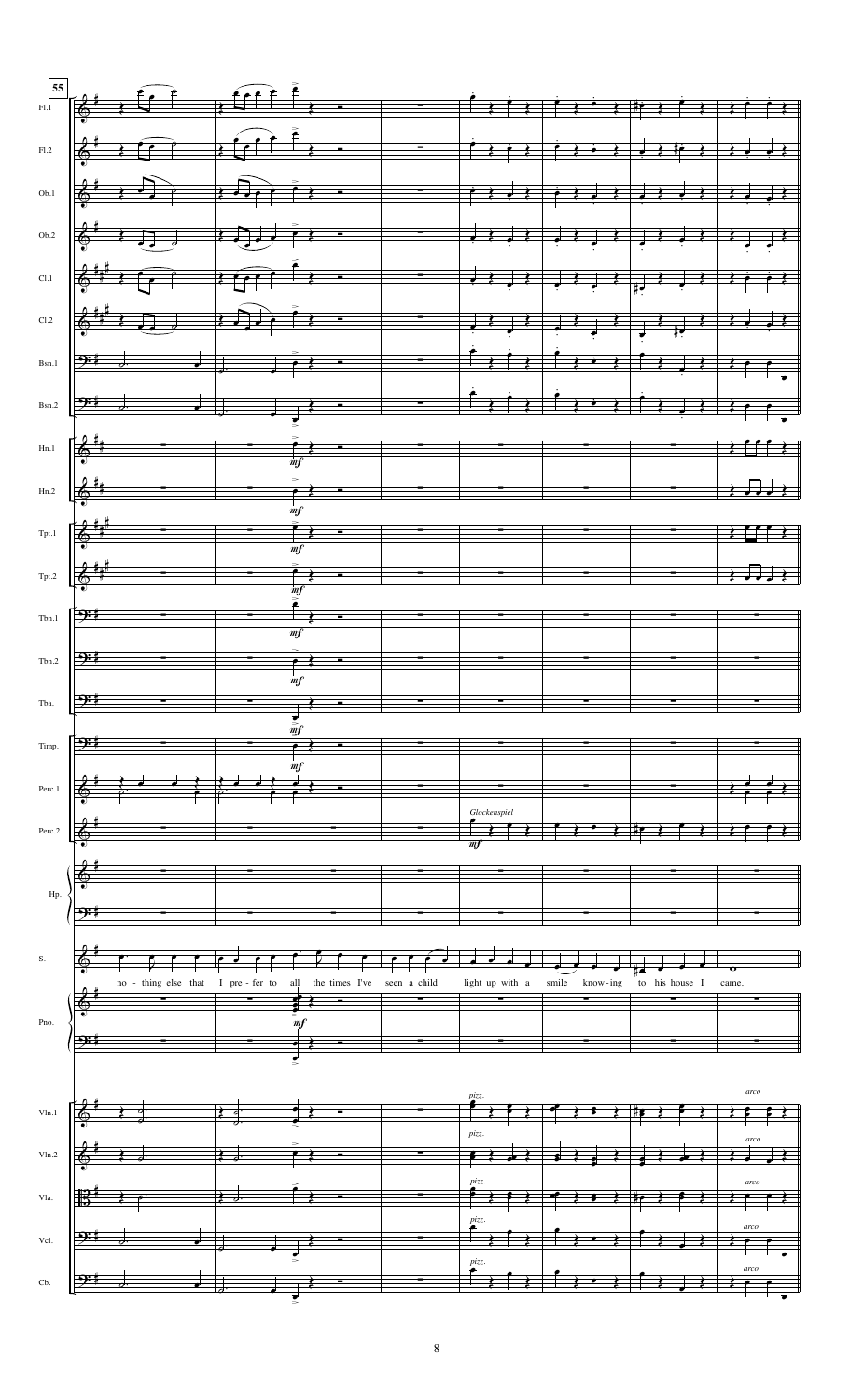55

Fl.1

Fl.2

Ob.1

Ob.2

Cl.1

Cl.2

Bsn.1

Bsn.2

Hn.1

Hn.2

Tpt.1

Tpt.2

Tbn.1

Tbn.2

Tba.

Timp.

Perc.1

Perc.2

Hp.

S.

Pno.

Vln.1

Vln.2

Vla.

Vcl.

Cb.

mf

*Glockenspiel*

no - thing else that I pre - fer to all the times I've seen a child light up with a smile know-ing to his house I came.

*pizz.*

*arco*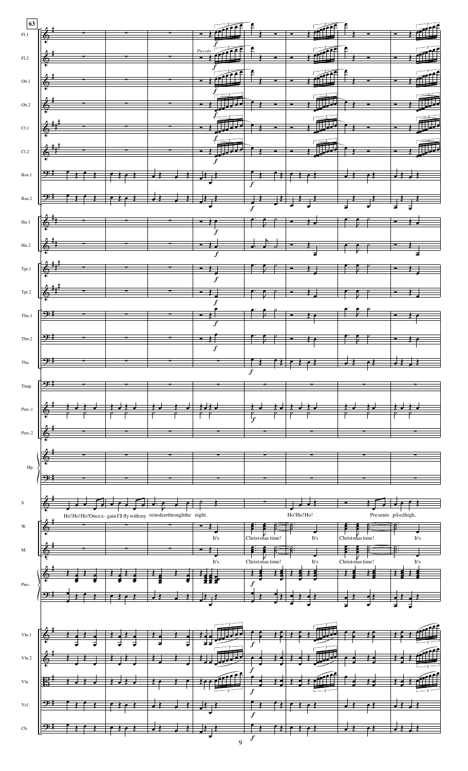63

Ho! Ho! Ho! Once a - gain I'll fly with my rein-deer through the night.

Ho! Ho! Ho!

Pre-sents pil-ed high,

It's Christ-mas time! It's Christ-mas time! It's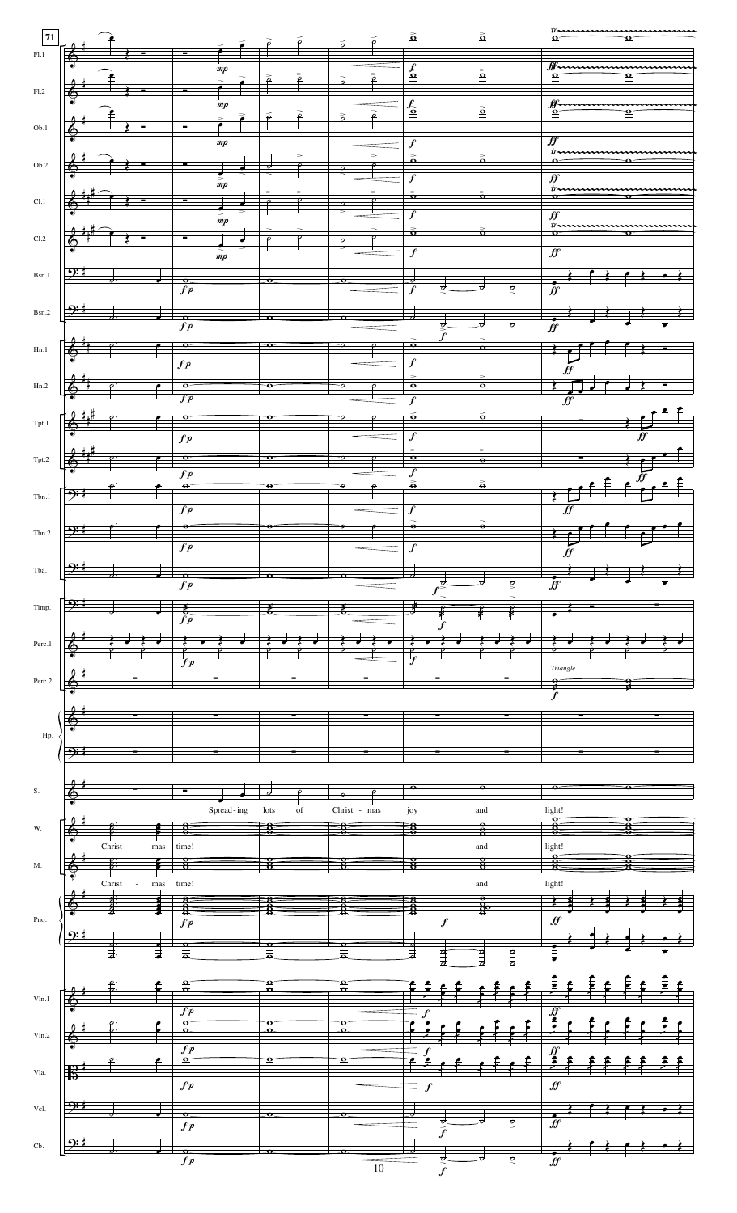71

Spread - ing lots of Christ - mas joy and light!

Christ - mas time! and light!

Christ - mas time! and light!

Triangle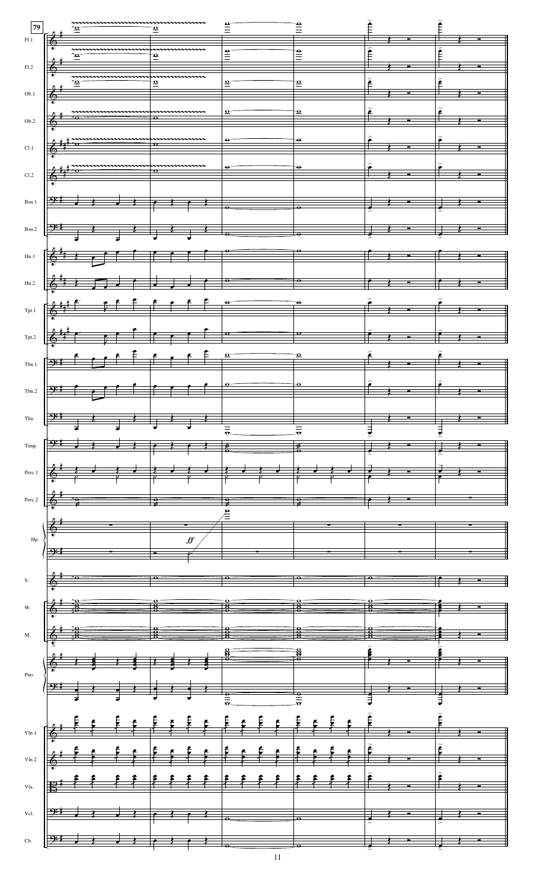79

Fl.1

Fl.2

Ob.1

Ob.2

Cl.1

Cl.2

Bsn.1

Bsn.2

Hn.1

Hn.2

Tpt.1

Tpt.2

Tbn.1

Tbn.2

Tba.

Timp.

Perc.1

Perc.2

Hp.

*ff*

S.

W.

M.

Pno.

Vln.1

Vln.2

Vla.

Vcl.

Cb.